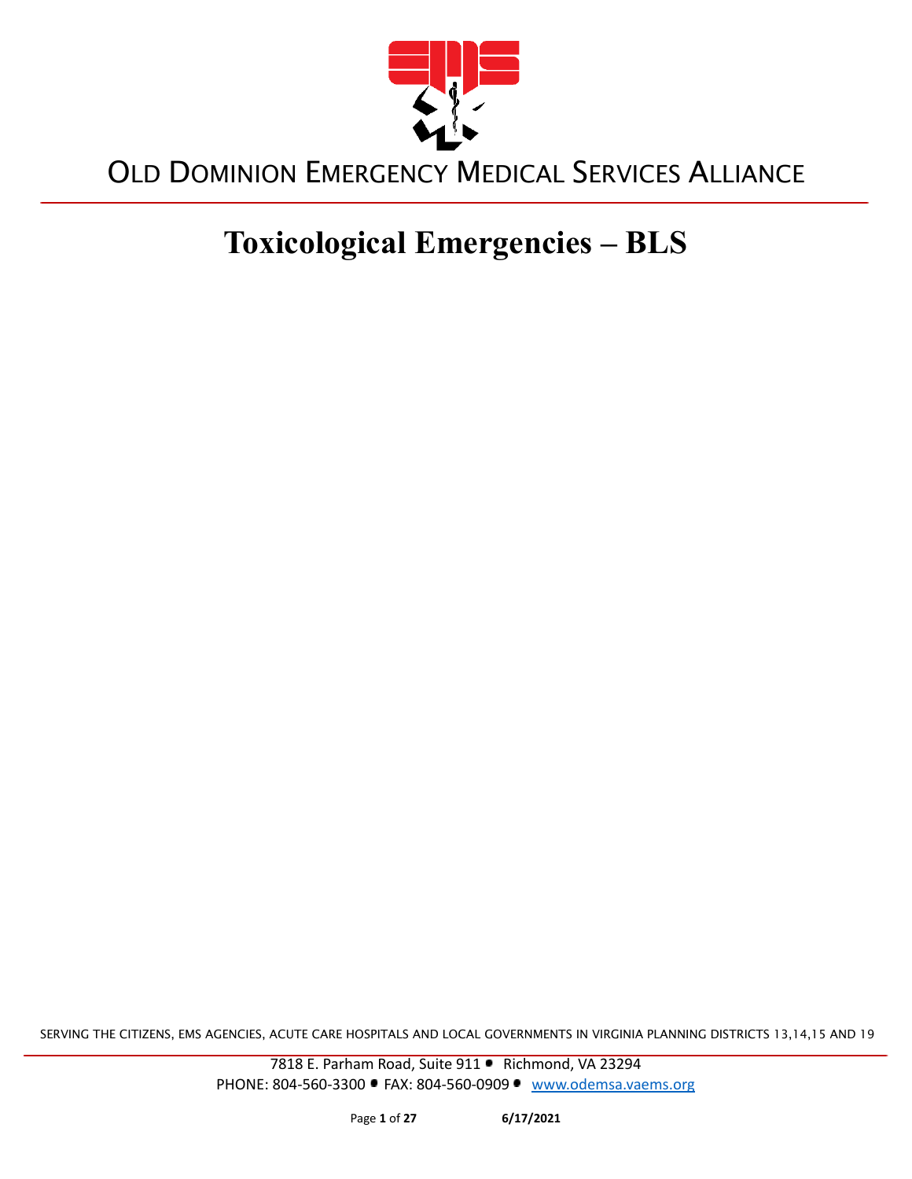OLD DOMINION EMERGENCY MEDICAL SERVICES ALLIANCE

# Toxicological Emergencies – BLS

SERVING THE CITIZENS, EMS AGENCIES, ACUTE CARE HOSPITALS AND LOCAL GOVERNMENTS IN VIRGINIA PLANNING DISTRICTS 13,14,15 AND 19

7818 E. Parham Road, Suite 911 • Richmond, VA 23294
PHONE: 804-560-3300 • FAX: 804-560-0909 • www.odemsa.vaems.org

6/17/2021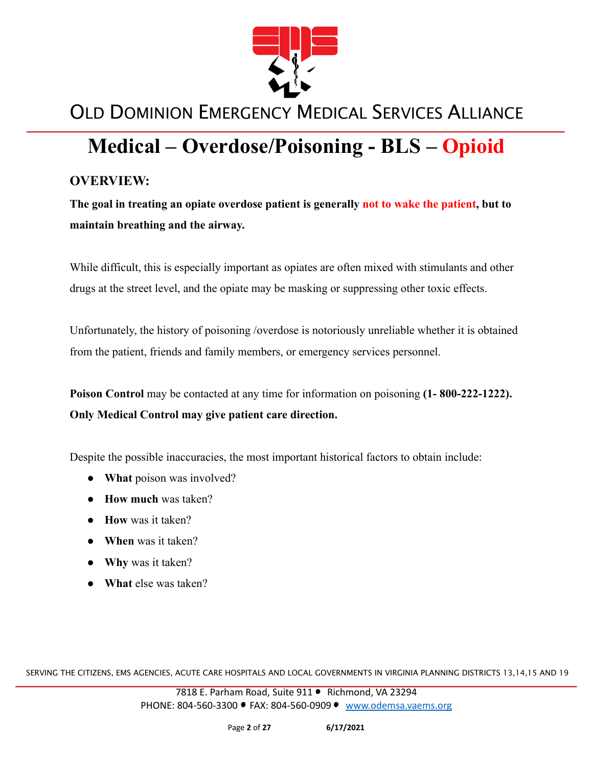# Medical – Overdose/Poisoning - BLS – Opioid

## OVERVIEW:

**The goal in treating an opiate overdose patient is generally not to wake the patient, but to maintain breathing and the airway.**

While difficult, this is especially important as opiates are often mixed with stimulants and other drugs at the street level, and the opiate may be masking or suppressing other toxic effects.

Unfortunately, the history of poisoning /overdose is notoriously unreliable whether it is obtained from the patient, friends and family members, or emergency services personnel.

**Poison Control** may be contacted at any time for information on poisoning **(1- 800-222-1222). Only Medical Control may give patient care direction.**

Despite the possible inaccuracies, the most important historical factors to obtain include:

- **What** poison was involved?
- **How much** was taken?
- **How** was it taken?
- **When** was it taken?
- **Why** was it taken?
- **What** else was taken?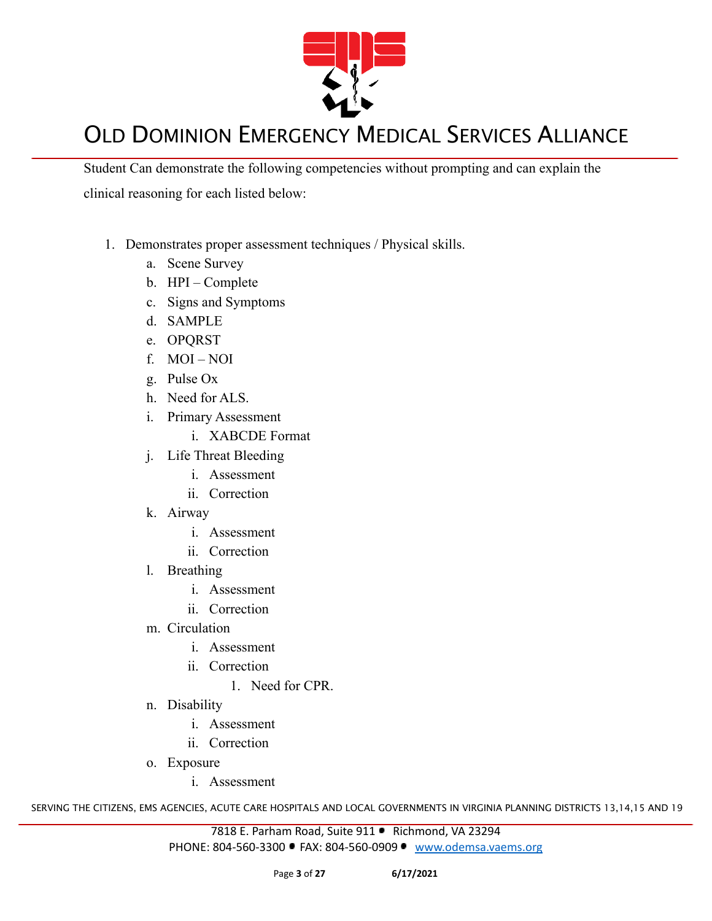Student Can demonstrate the following competencies without prompting and can explain the clinical reasoning for each listed below:

1. Demonstrates proper assessment techniques / Physical skills.
   a. Scene Survey
   b. HPI – Complete
   c. Signs and Symptoms
   d. SAMPLE
   e. OPQRST
   f. MOI – NOI
   g. Pulse Ox
   h. Need for ALS.
   i. Primary Assessment
      i. XABCDE Format
   j. Life Threat Bleeding
      i. Assessment
      ii. Correction
   k. Airway
      i. Assessment
      ii. Correction
   l. Breathing
      i. Assessment
      ii. Correction
   m. Circulation
      i. Assessment
      ii. Correction
         1. Need for CPR.
   n. Disability
      i. Assessment
      ii. Correction
   o. Exposure
      i. Assessment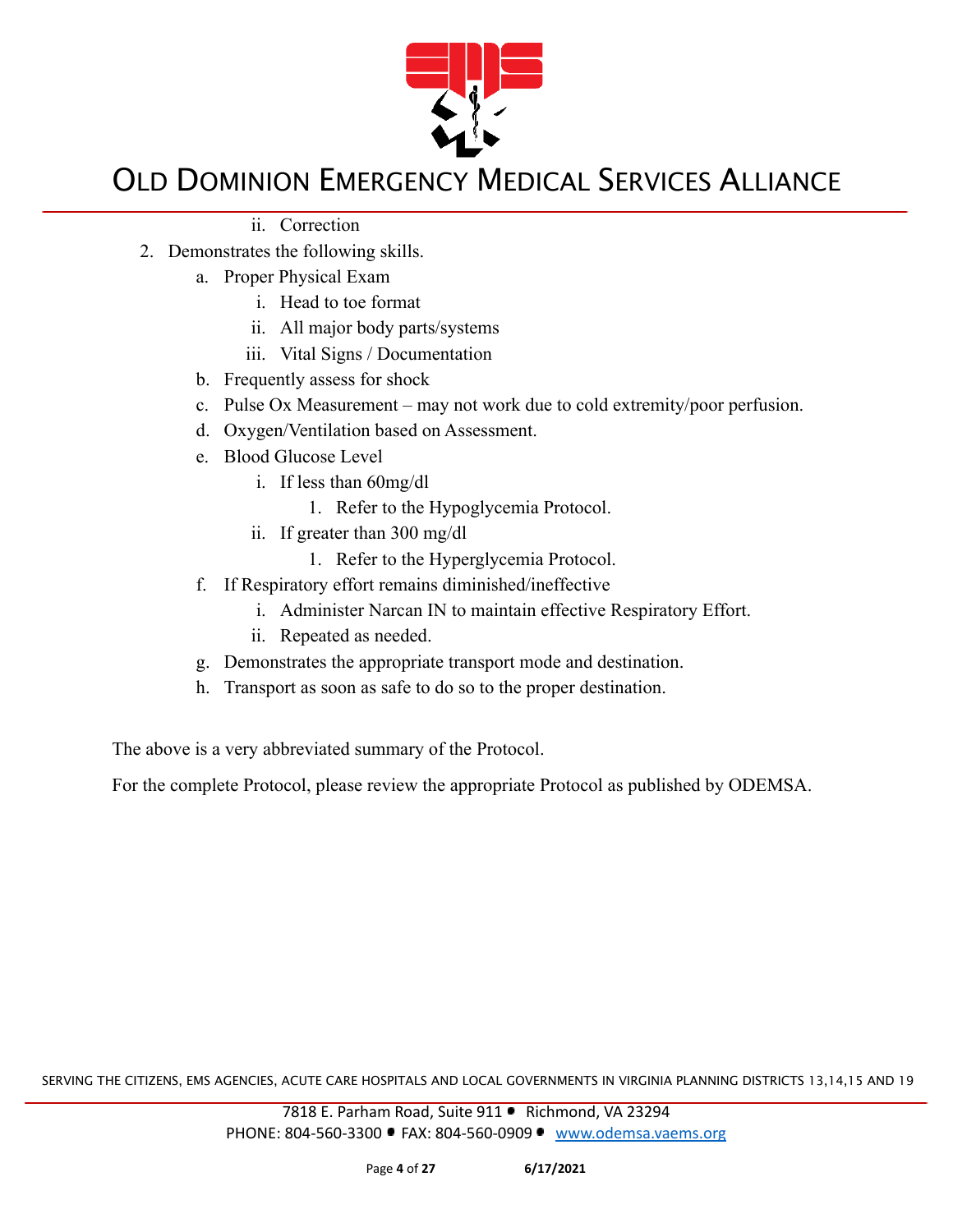ii. Correction

2. Demonstrates the following skills.
   a. Proper Physical Exam
      i. Head to toe format
      ii. All major body parts/systems
      iii. Vital Signs / Documentation
   b. Frequently assess for shock
   c. Pulse Ox Measurement – may not work due to cold extremity/poor perfusion.
   d. Oxygen/Ventilation based on Assessment.
   e. Blood Glucose Level
      i. If less than 60mg/dl
         1. Refer to the Hypoglycemia Protocol.
      ii. If greater than 300 mg/dl
         1. Refer to the Hyperglycemia Protocol.
   f. If Respiratory effort remains diminished/ineffective
      i. Administer Narcan IN to maintain effective Respiratory Effort.
      ii. Repeated as needed.
   g. Demonstrates the appropriate transport mode and destination.
   h. Transport as soon as safe to do so to the proper destination.

The above is a very abbreviated summary of the Protocol.

For the complete Protocol, please review the appropriate Protocol as published by ODEMSA.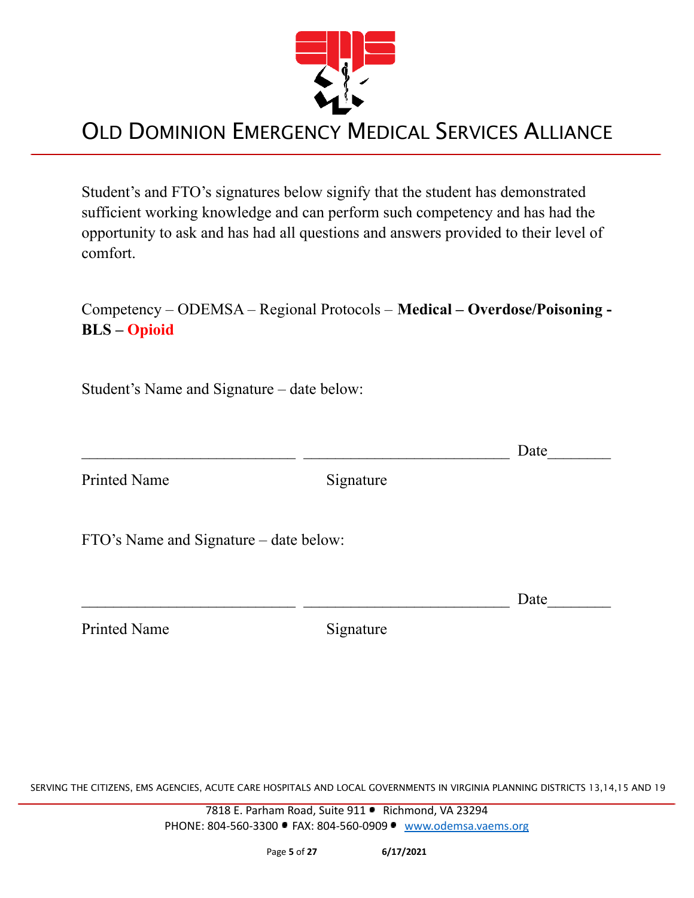Student's and FTO's signatures below signify that the student has demonstrated sufficient working knowledge and can perform such competency and has had the opportunity to ask and has had all questions and answers provided to their level of comfort.

Competency – ODEMSA – Regional Protocols – **Medical – Overdose/Poisoning - BLS – Opioid**

Student's Name and Signature – date below:

___________________________ __________________________ Date________

Printed Name Signature

FTO's Name and Signature – date below:

___________________________ __________________________ Date________

Printed Name Signature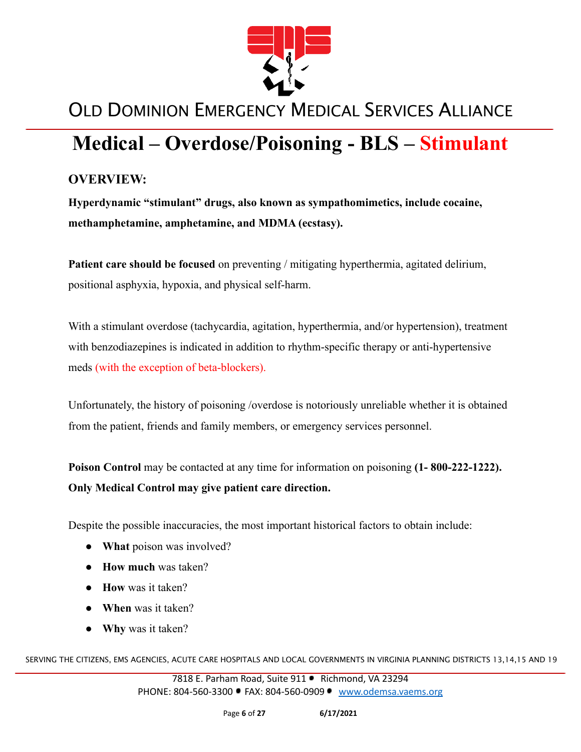# Medical – Overdose/Poisoning - BLS – Stimulant

## OVERVIEW:

**Hyperdynamic "stimulant" drugs, also known as sympathomimetics, include cocaine, methamphetamine, amphetamine, and MDMA (ecstasy).**

**Patient care should be focused** on preventing / mitigating hyperthermia, agitated delirium, positional asphyxia, hypoxia, and physical self-harm.

With a stimulant overdose (tachycardia, agitation, hyperthermia, and/or hypertension), treatment with benzodiazepines is indicated in addition to rhythm-specific therapy or anti-hypertensive meds (with the exception of beta-blockers).

Unfortunately, the history of poisoning /overdose is notoriously unreliable whether it is obtained from the patient, friends and family members, or emergency services personnel.

**Poison Control** may be contacted at any time for information on poisoning **(1- 800-222-1222). Only Medical Control may give patient care direction.**

Despite the possible inaccuracies, the most important historical factors to obtain include:

- **What** poison was involved?
- **How much** was taken?
- **How** was it taken?
- **When** was it taken?
- **Why** was it taken?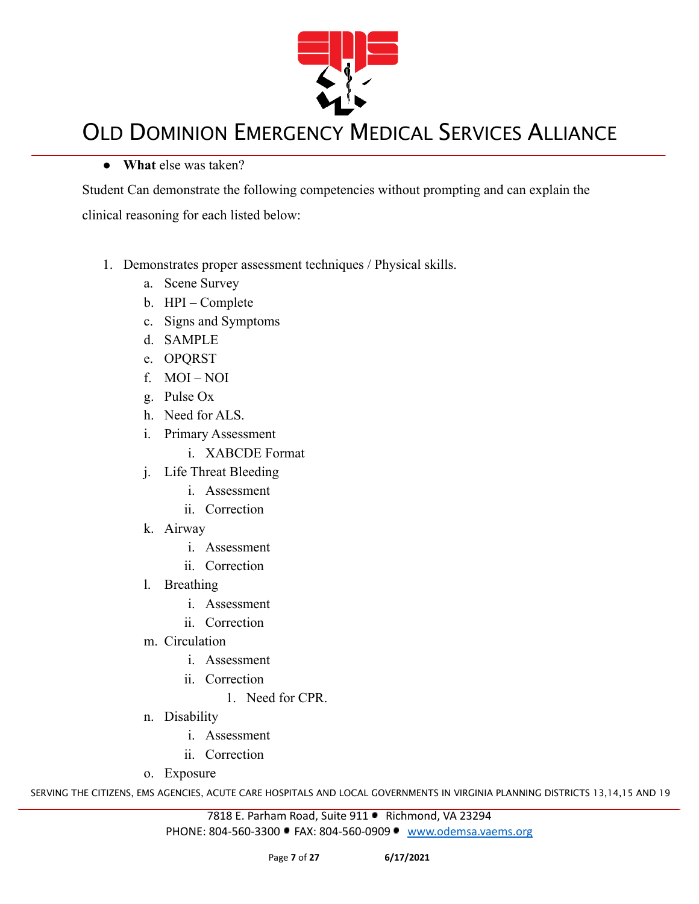- **What** else was taken?

Student Can demonstrate the following competencies without prompting and can explain the clinical reasoning for each listed below:

1. Demonstrates proper assessment techniques / Physical skills.
    a. Scene Survey
    b. HPI – Complete
    c. Signs and Symptoms
    d. SAMPLE
    e. OPQRST
    f. MOI – NOI
    g. Pulse Ox
    h. Need for ALS.
    i. Primary Assessment
        i. XABCDE Format
    j. Life Threat Bleeding
        i. Assessment
        ii. Correction
    k. Airway
        i. Assessment
        ii. Correction
    l. Breathing
        i. Assessment
        ii. Correction
    m. Circulation
        i. Assessment
        ii. Correction
            1. Need for CPR.
    n. Disability
        i. Assessment
        ii. Correction
    o. Exposure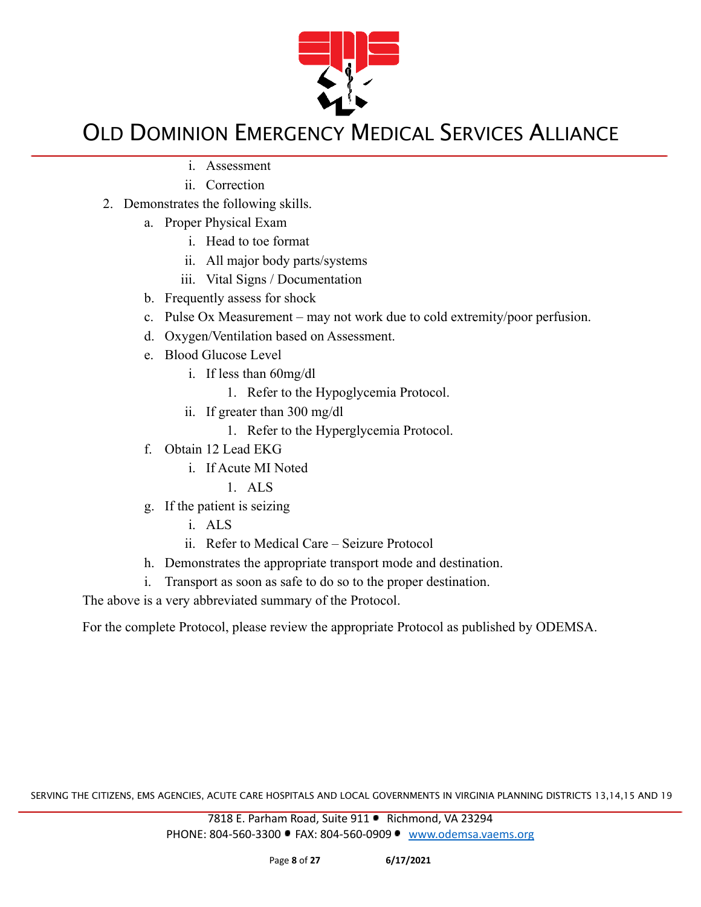i. Assessment
         ii. Correction

2. Demonstrates the following skills.
   a. Proper Physical Exam
      i. Head to toe format
      ii. All major body parts/systems
      iii. Vital Signs / Documentation
   b. Frequently assess for shock
   c. Pulse Ox Measurement – may not work due to cold extremity/poor perfusion.
   d. Oxygen/Ventilation based on Assessment.
   e. Blood Glucose Level
      i. If less than 60mg/dl
         1. Refer to the Hypoglycemia Protocol.
      ii. If greater than 300 mg/dl
         1. Refer to the Hyperglycemia Protocol.
   f. Obtain 12 Lead EKG
      i. If Acute MI Noted
         1. ALS
   g. If the patient is seizing
      i. ALS
      ii. Refer to Medical Care – Seizure Protocol
   h. Demonstrates the appropriate transport mode and destination.
   i. Transport as soon as safe to do so to the proper destination.

The above is a very abbreviated summary of the Protocol.

For the complete Protocol, please review the appropriate Protocol as published by ODEMSA.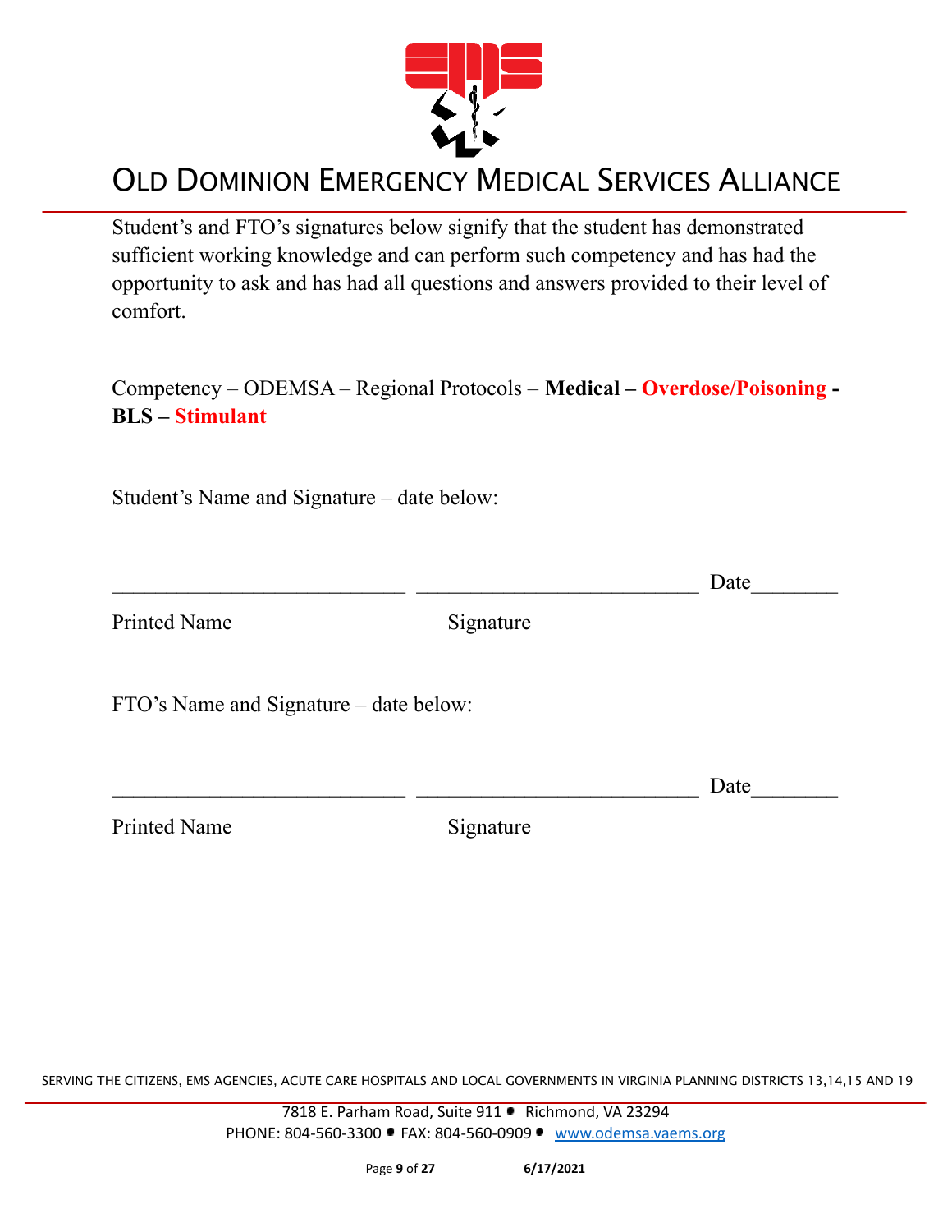Student's and FTO's signatures below signify that the student has demonstrated sufficient working knowledge and can perform such competency and has had the opportunity to ask and has had all questions and answers provided to their level of comfort.

Competency – ODEMSA – Regional Protocols – **Medical – Overdose/Poisoning - BLS – Stimulant**

Student's Name and Signature – date below:

___________________________ ___________________________ Date________

Printed Name                    Signature

FTO's Name and Signature – date below:

___________________________ ___________________________ Date________

Printed Name                    Signature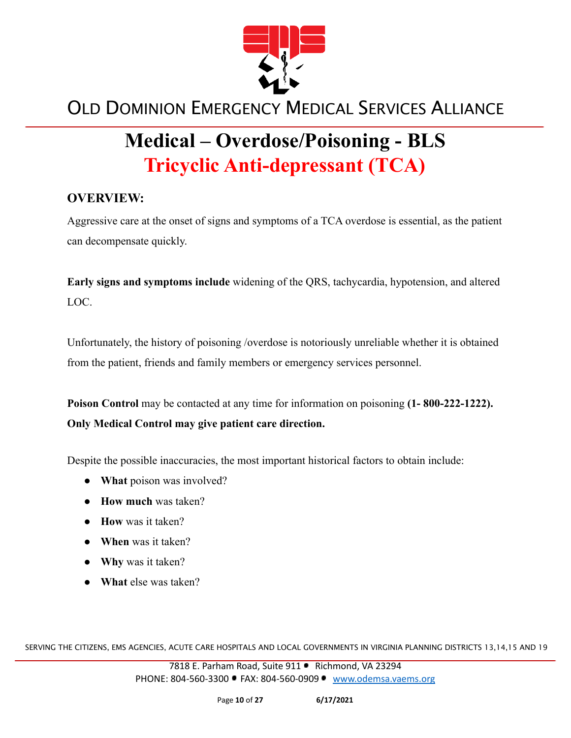# Medical – Overdose/Poisoning - BLS

## Tricyclic Anti-depressant (TCA)

### OVERVIEW:

Aggressive care at the onset of signs and symptoms of a TCA overdose is essential, as the patient can decompensate quickly.

**Early signs and symptoms include** widening of the QRS, tachycardia, hypotension, and altered LOC.

Unfortunately, the history of poisoning /overdose is notoriously unreliable whether it is obtained from the patient, friends and family members or emergency services personnel.

**Poison Control** may be contacted at any time for information on poisoning **(1- 800-222-1222). Only Medical Control may give patient care direction.**

Despite the possible inaccuracies, the most important historical factors to obtain include:

- **What** poison was involved?
- **How much** was taken?
- **How** was it taken?
- **When** was it taken?
- **Why** was it taken?
- **What** else was taken?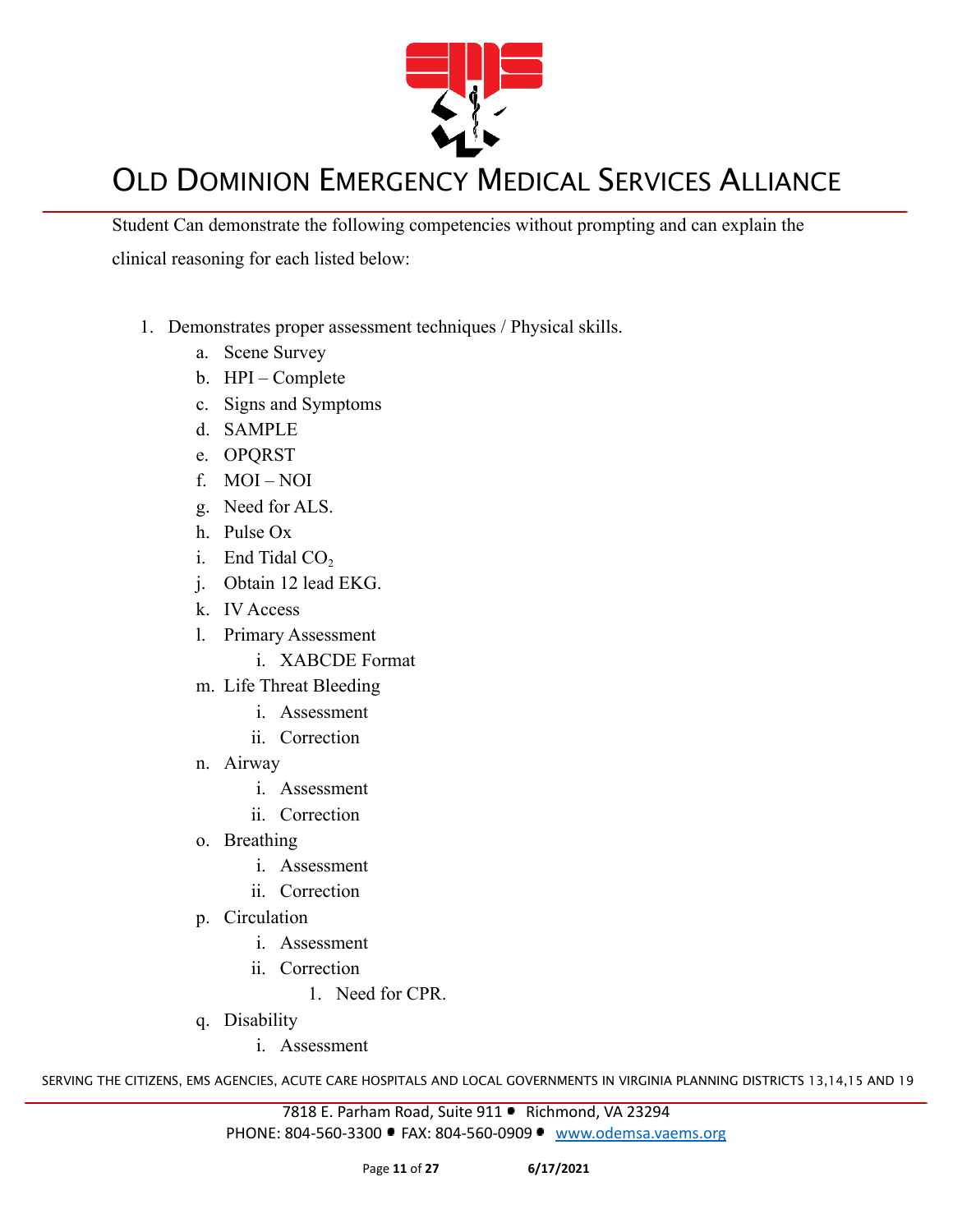Student Can demonstrate the following competencies without prompting and can explain the clinical reasoning for each listed below:

1. Demonstrates proper assessment techniques / Physical skills.
    a. Scene Survey
    b. HPI – Complete
    c. Signs and Symptoms
    d. SAMPLE
    e. OPQRST
    f. MOI – NOI
    g. Need for ALS.
    h. Pulse Ox
    i. End Tidal $CO_2$
    j. Obtain 12 lead EKG.
    k. IV Access
    l. Primary Assessment
        i. XABCDE Format
    m. Life Threat Bleeding
        i. Assessment
        ii. Correction
    n. Airway
        i. Assessment
        ii. Correction
    o. Breathing
        i. Assessment
        ii. Correction
    p. Circulation
        i. Assessment
        ii. Correction
            1. Need for CPR.
    q. Disability
        i. Assessment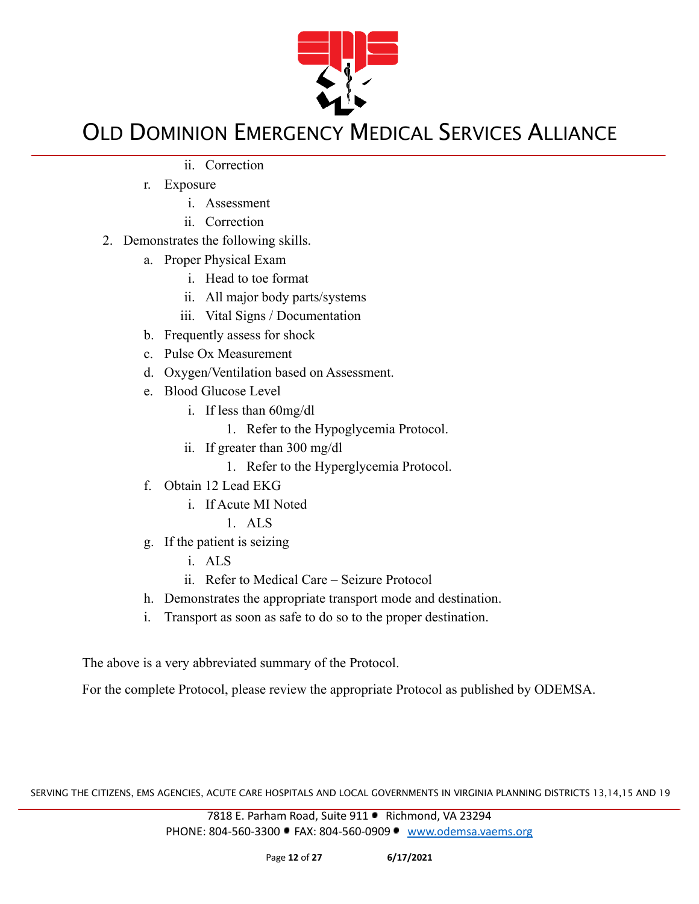- ii. Correction
- r. Exposure
   - i. Assessment
   - ii. Correction

2. Demonstrates the following skills.
   - a. Proper Physical Exam
      - i. Head to toe format
      - ii. All major body parts/systems
      - iii. Vital Signs / Documentation
   - b. Frequently assess for shock
   - c. Pulse Ox Measurement
   - d. Oxygen/Ventilation based on Assessment.
   - e. Blood Glucose Level
      - i. If less than 60mg/dl
         1. Refer to the Hypoglycemia Protocol.
      - ii. If greater than 300 mg/dl
         1. Refer to the Hyperglycemia Protocol.
   - f. Obtain 12 Lead EKG
      - i. If Acute MI Noted
         1. ALS
   - g. If the patient is seizing
      - i. ALS
      - ii. Refer to Medical Care – Seizure Protocol
   - h. Demonstrates the appropriate transport mode and destination.
   - i. Transport as soon as safe to do so to the proper destination.

The above is a very abbreviated summary of the Protocol.

For the complete Protocol, please review the appropriate Protocol as published by ODEMSA.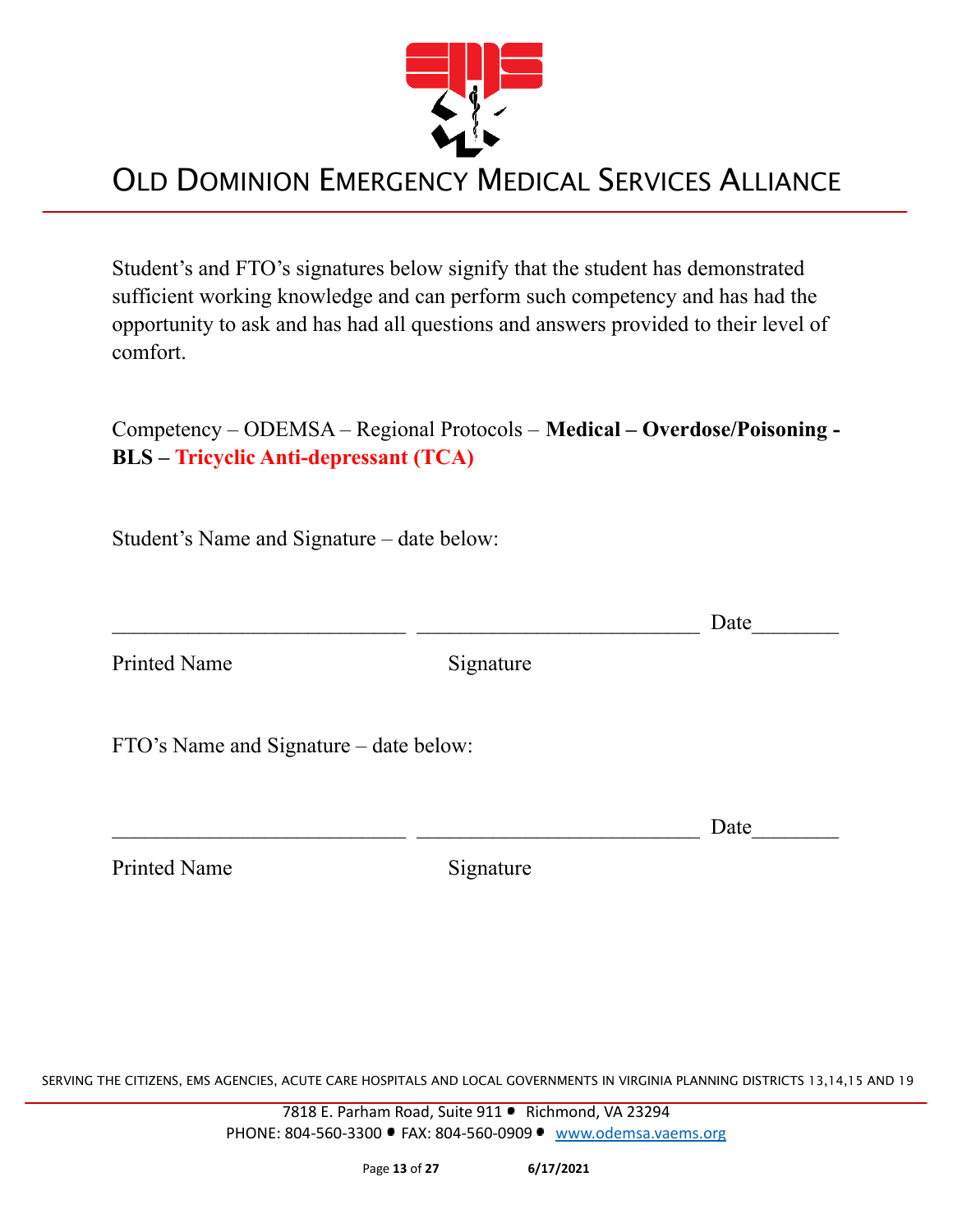Student's and FTO's signatures below signify that the student has demonstrated sufficient working knowledge and can perform such competency and has had the opportunity to ask and has had all questions and answers provided to their level of comfort.

Competency – ODEMSA – Regional Protocols – **Medical – Overdose/Poisoning - BLS – Tricyclic Anti-depressant (TCA)**

Student's Name and Signature – date below:

___________________________ __________________________ Date________

Printed Name Signature

FTO's Name and Signature – date below:

___________________________ __________________________ Date________

Printed Name Signature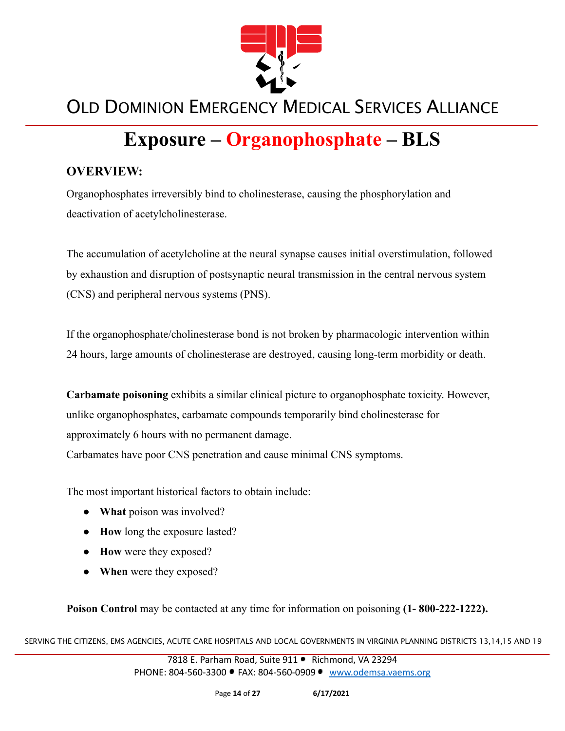# Exposure – Organophosphate – BLS

## OVERVIEW:

Organophosphates irreversibly bind to cholinesterase, causing the phosphorylation and deactivation of acetylcholinesterase.

The accumulation of acetylcholine at the neural synapse causes initial overstimulation, followed by exhaustion and disruption of postsynaptic neural transmission in the central nervous system (CNS) and peripheral nervous systems (PNS).

If the organophosphate/cholinesterase bond is not broken by pharmacologic intervention within 24 hours, large amounts of cholinesterase are destroyed, causing long-term morbidity or death.

**Carbamate poisoning** exhibits a similar clinical picture to organophosphate toxicity. However, unlike organophosphates, carbamate compounds temporarily bind cholinesterase for approximately 6 hours with no permanent damage.
Carbamates have poor CNS penetration and cause minimal CNS symptoms.

The most important historical factors to obtain include:

- **What** poison was involved?
- **How** long the exposure lasted?
- **How** were they exposed?
- **When** were they exposed?

**Poison Control** may be contacted at any time for information on poisoning **(1- 800-222-1222).**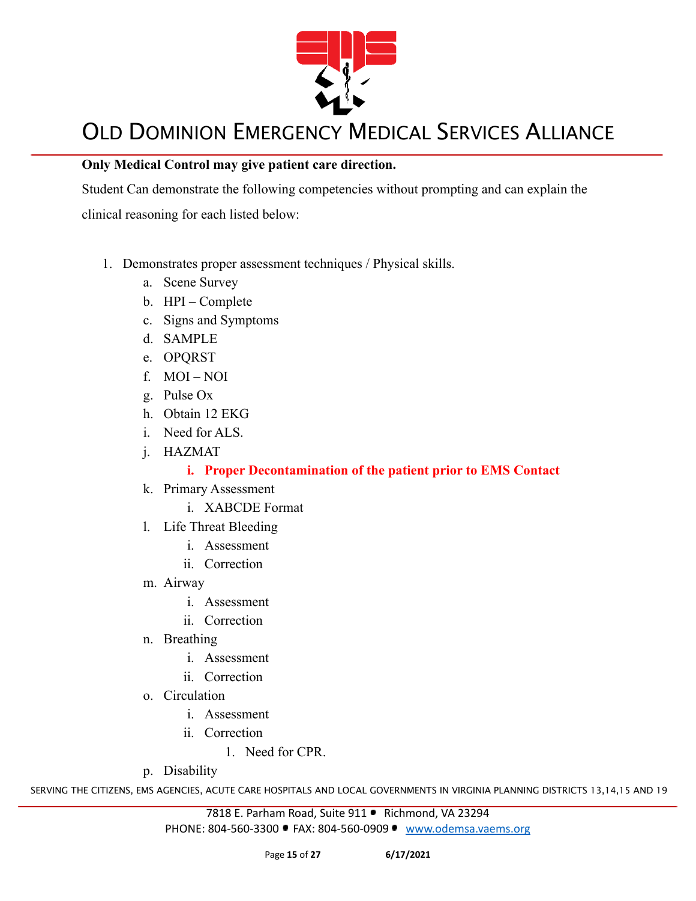**Only Medical Control may give patient care direction.**

Student Can demonstrate the following competencies without prompting and can explain the clinical reasoning for each listed below:

1. Demonstrates proper assessment techniques / Physical skills.
    a. Scene Survey
    b. HPI – Complete
    c. Signs and Symptoms
    d. SAMPLE
    e. OPQRST
    f. MOI – NOI
    g. Pulse Ox
    h. Obtain 12 EKG
    i. Need for ALS.
    j. HAZMAT
        i. **Proper Decontamination of the patient prior to EMS Contact**
    k. Primary Assessment
        i. XABCDE Format
    l. Life Threat Bleeding
        i. Assessment
        ii. Correction
    m. Airway
        i. Assessment
        ii. Correction
    n. Breathing
        i. Assessment
        ii. Correction
    o. Circulation
        i. Assessment
        ii. Correction
            1. Need for CPR.
    p. Disability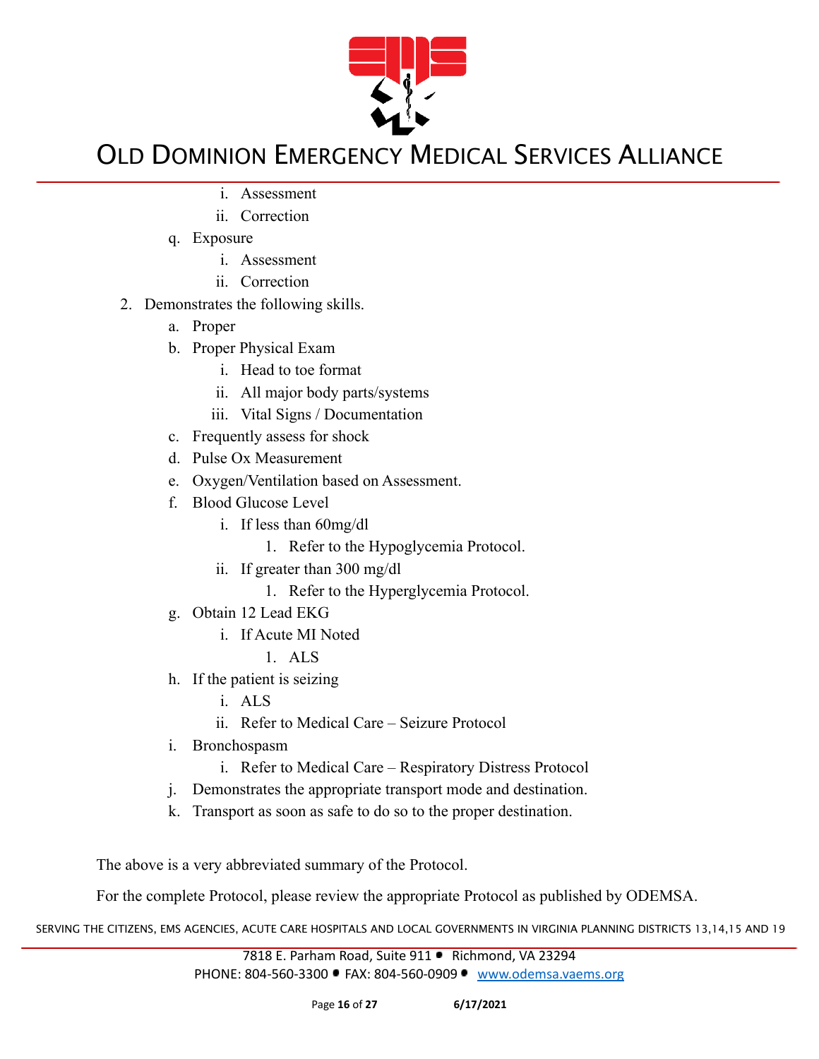i. Assessment
        ii. Correction
    q. Exposure
        i. Assessment
        ii. Correction

2. Demonstrates the following skills.
    a. Proper
    b. Proper Physical Exam
        i. Head to toe format
        ii. All major body parts/systems
        iii. Vital Signs / Documentation
    c. Frequently assess for shock
    d. Pulse Ox Measurement
    e. Oxygen/Ventilation based on Assessment.
    f. Blood Glucose Level
        i. If less than 60mg/dl
            1. Refer to the Hypoglycemia Protocol.
        ii. If greater than 300 mg/dl
            1. Refer to the Hyperglycemia Protocol.
    g. Obtain 12 Lead EKG
        i. If Acute MI Noted
            1. ALS
    h. If the patient is seizing
        i. ALS
        ii. Refer to Medical Care – Seizure Protocol
    i. Bronchospasm
        i. Refer to Medical Care – Respiratory Distress Protocol
    j. Demonstrates the appropriate transport mode and destination.
    k. Transport as soon as safe to do so to the proper destination.

The above is a very abbreviated summary of the Protocol.

For the complete Protocol, please review the appropriate Protocol as published by ODEMSA.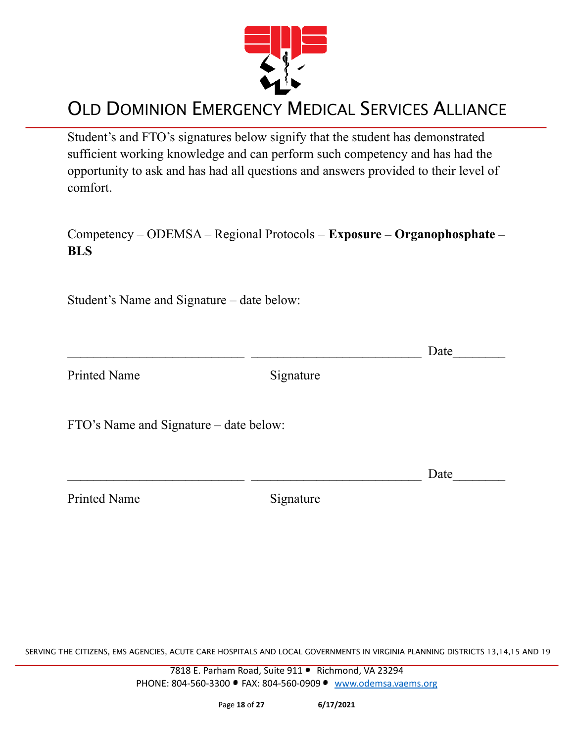# OLD DOMINION EMERGENCY MEDICAL SERVICES ALLIANCE

Student's and FTO's signatures below signify that the student has demonstrated sufficient working knowledge and can perform such competency and has had the opportunity to ask and has had all questions and answers provided to their level of comfort.

Competency – ODEMSA – Regional Protocols – **Exposure – Organophosphate – BLS**

Student's Name and Signature – date below:

\_\_\_\_\_\_\_\_\_\_\_\_\_\_\_\_\_\_\_\_\_\_\_\_\_\_\_ \_\_\_\_\_\_\_\_\_\_\_\_\_\_\_\_\_\_\_\_\_\_\_\_\_\_ Date\_\_\_\_\_\_\_\_

Printed Name Signature

FTO's Name and Signature – date below:

\_\_\_\_\_\_\_\_\_\_\_\_\_\_\_\_\_\_\_\_\_\_\_\_\_\_\_ \_\_\_\_\_\_\_\_\_\_\_\_\_\_\_\_\_\_\_\_\_\_\_\_\_\_ Date\_\_\_\_\_\_\_\_

Printed Name Signature

SERVING THE CITIZENS, EMS AGENCIES, ACUTE CARE HOSPITALS AND LOCAL GOVERNMENTS IN VIRGINIA PLANNING DISTRICTS 13,14,15 AND 19

7818 E. Parham Road, Suite 911 • Richmond, VA 23294
PHONE: 804-560-3300 • FAX: 804-560-0909 • www.odemsa.vaems.org

6/17/2021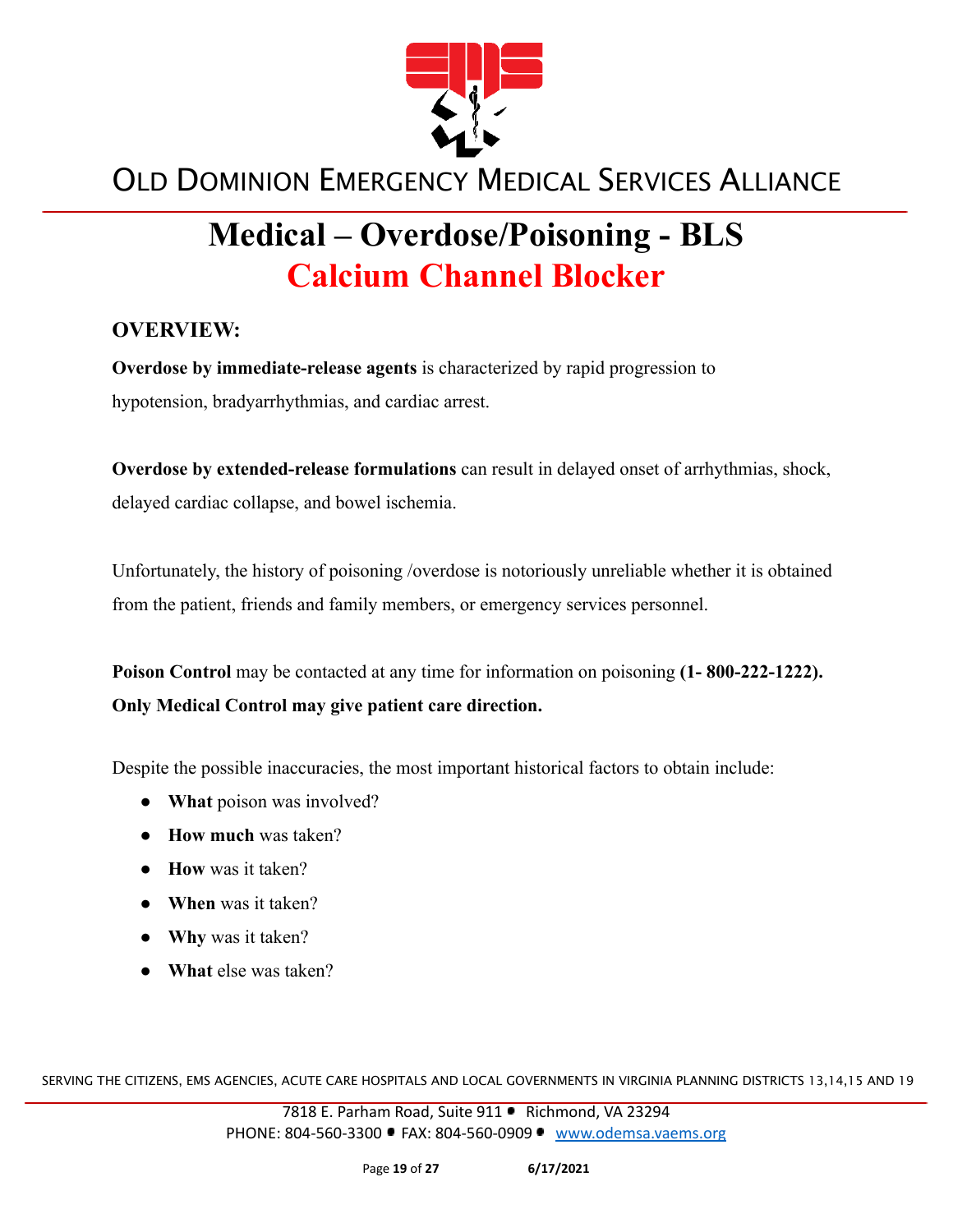# Medical – Overdose/Poisoning - BLS

## Calcium Channel Blocker

### OVERVIEW:

**Overdose by immediate-release agents** is characterized by rapid progression to hypotension, bradyarrhythmias, and cardiac arrest.

**Overdose by extended-release formulations** can result in delayed onset of arrhythmias, shock, delayed cardiac collapse, and bowel ischemia.

Unfortunately, the history of poisoning /overdose is notoriously unreliable whether it is obtained from the patient, friends and family members, or emergency services personnel.

**Poison Control** may be contacted at any time for information on poisoning **(1- 800-222-1222). Only Medical Control may give patient care direction.**

Despite the possible inaccuracies, the most important historical factors to obtain include:

- **What** poison was involved?
- **How much** was taken?
- **How** was it taken?
- **When** was it taken?
- **Why** was it taken?
- **What** else was taken?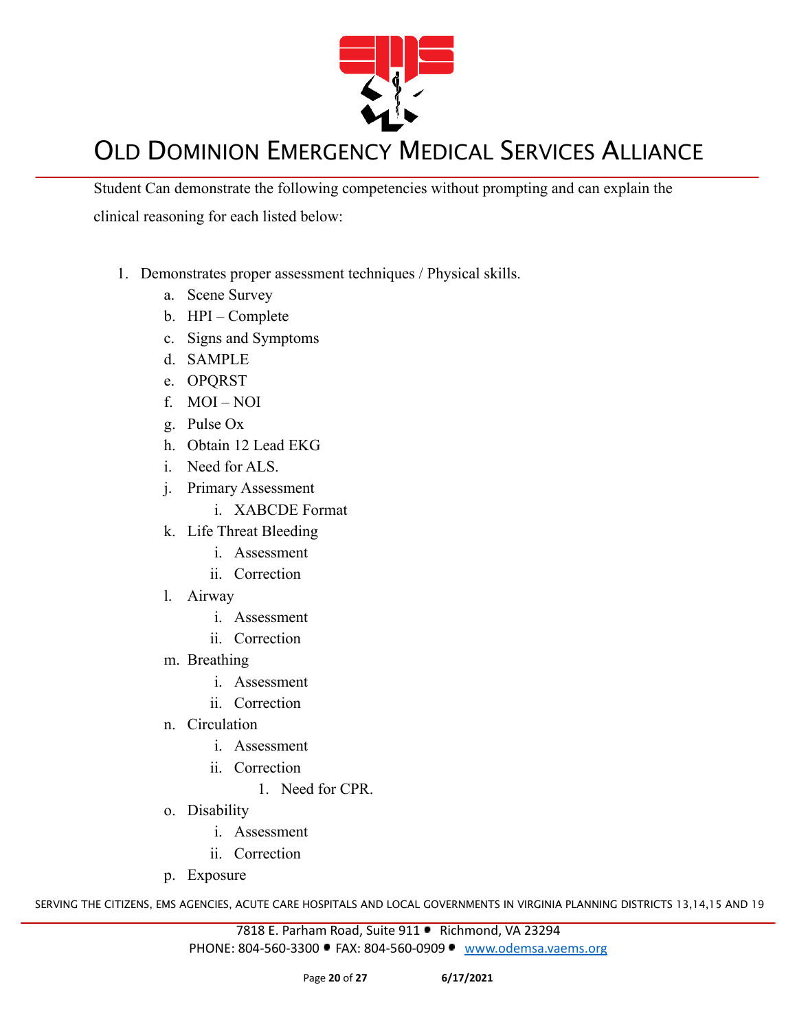Student Can demonstrate the following competencies without prompting and can explain the clinical reasoning for each listed below:

1. Demonstrates proper assessment techniques / Physical skills.
    a. Scene Survey
    b. HPI – Complete
    c. Signs and Symptoms
    d. SAMPLE
    e. OPQRST
    f. MOI – NOI
    g. Pulse Ox
    h. Obtain 12 Lead EKG
    i. Need for ALS.
    j. Primary Assessment
        i. XABCDE Format
    k. Life Threat Bleeding
        i. Assessment
        ii. Correction
    l. Airway
        i. Assessment
        ii. Correction
    m. Breathing
        i. Assessment
        ii. Correction
    n. Circulation
        i. Assessment
        ii. Correction
            1. Need for CPR.
    o. Disability
        i. Assessment
        ii. Correction
    p. Exposure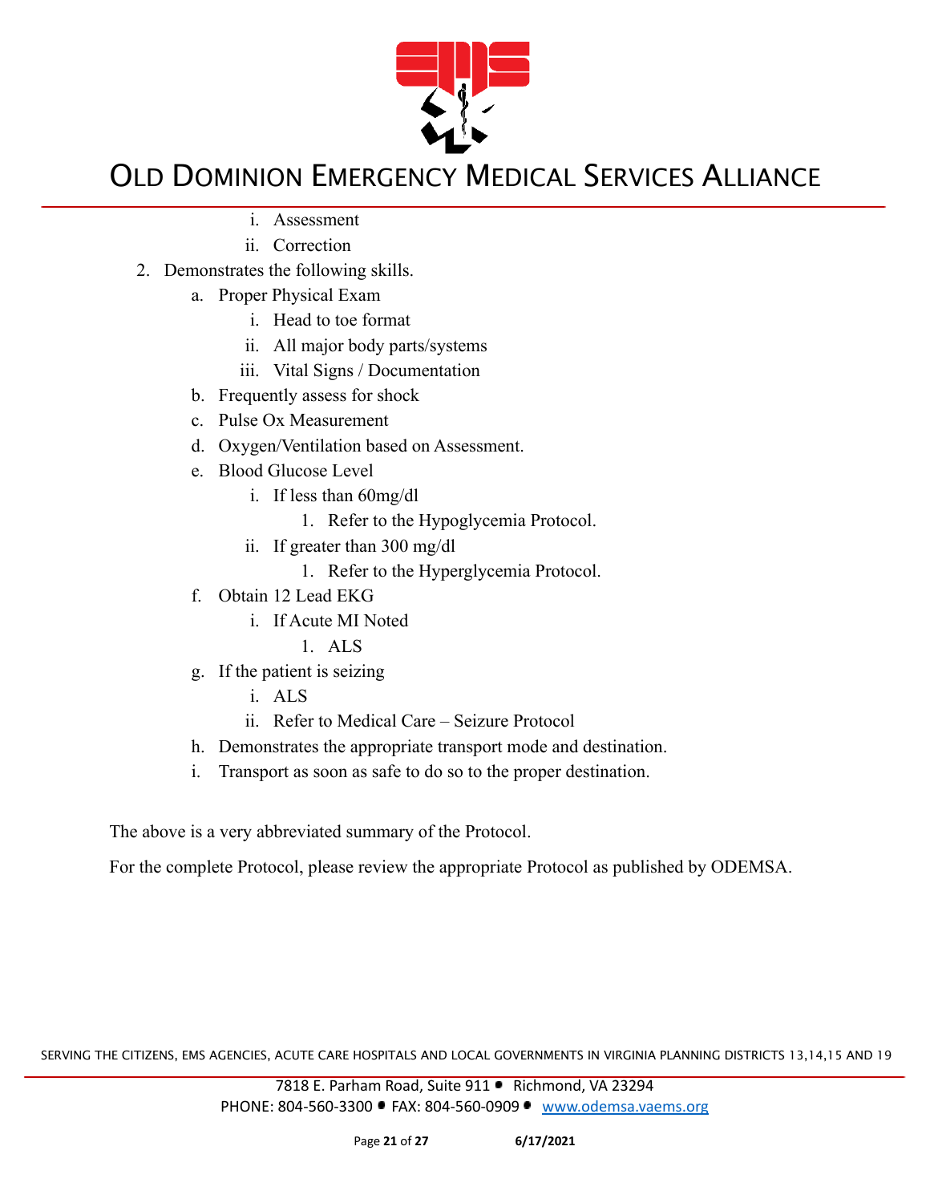i. Assessment
ii. Correction

2. Demonstrates the following skills.
    a. Proper Physical Exam
        i. Head to toe format
        ii. All major body parts/systems
        iii. Vital Signs / Documentation
    b. Frequently assess for shock
    c. Pulse Ox Measurement
    d. Oxygen/Ventilation based on Assessment.
    e. Blood Glucose Level
        i. If less than 60mg/dl
            1. Refer to the Hypoglycemia Protocol.
        ii. If greater than 300 mg/dl
            1. Refer to the Hyperglycemia Protocol.
    f. Obtain 12 Lead EKG
        i. If Acute MI Noted
            1. ALS
    g. If the patient is seizing
        i. ALS
        ii. Refer to Medical Care – Seizure Protocol
    h. Demonstrates the appropriate transport mode and destination.
    i. Transport as soon as safe to do so to the proper destination.

The above is a very abbreviated summary of the Protocol.

For the complete Protocol, please review the appropriate Protocol as published by ODEMSA.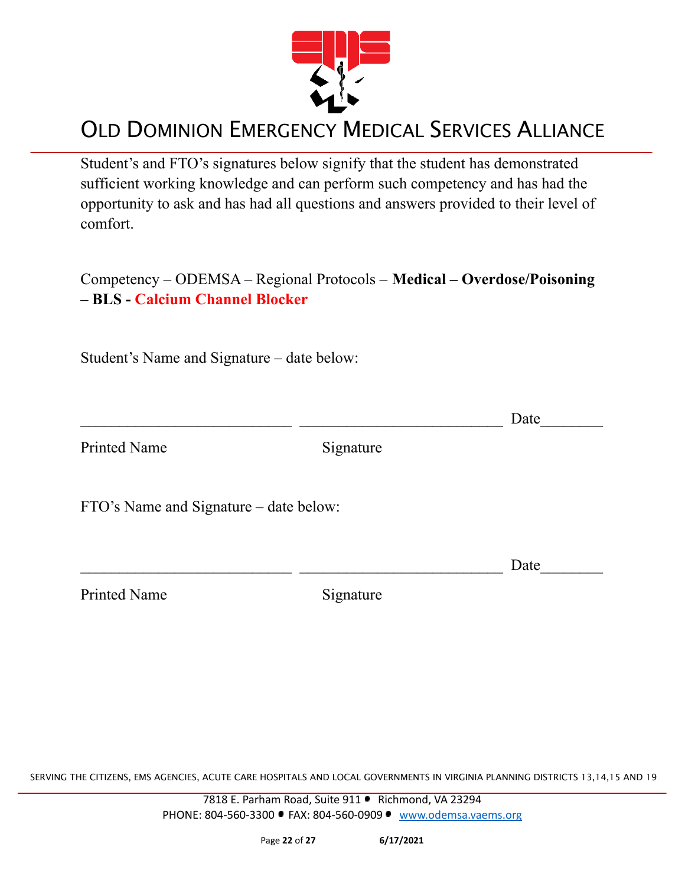# OLD DOMINION EMERGENCY MEDICAL SERVICES ALLIANCE

Student's and FTO's signatures below signify that the student has demonstrated sufficient working knowledge and can perform such competency and has had the opportunity to ask and has had all questions and answers provided to their level of comfort.

Competency – ODEMSA – Regional Protocols – **Medical – Overdose/Poisoning – BLS - Calcium Channel Blocker**

Student's Name and Signature – date below:

\_\_\_\_\_\_\_\_\_\_\_\_\_\_\_\_\_\_\_\_\_\_\_\_\_\_\_\_ \_\_\_\_\_\_\_\_\_\_\_\_\_\_\_\_\_\_\_\_\_\_\_\_\_\_\_ Date\_\_\_\_\_\_\_\_

Printed Name Signature

FTO's Name and Signature – date below:

\_\_\_\_\_\_\_\_\_\_\_\_\_\_\_\_\_\_\_\_\_\_\_\_\_\_\_\_ \_\_\_\_\_\_\_\_\_\_\_\_\_\_\_\_\_\_\_\_\_\_\_\_\_\_\_ Date\_\_\_\_\_\_\_\_

Printed Name Signature

SERVING THE CITIZENS, EMS AGENCIES, ACUTE CARE HOSPITALS AND LOCAL GOVERNMENTS IN VIRGINIA PLANNING DISTRICTS 13,14,15 AND 19

7818 E. Parham Road, Suite 911 • Richmond, VA 23294
PHONE: 804-560-3300 • FAX: 804-560-0909 • www.odemsa.vaems.org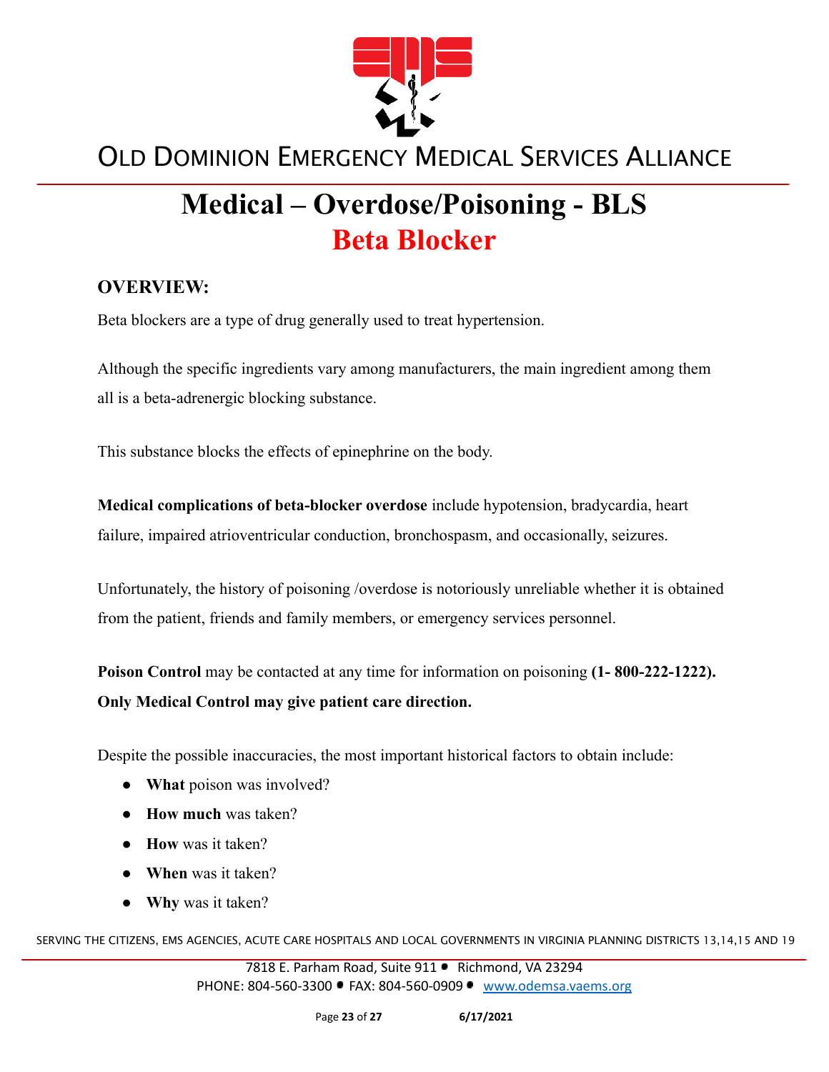# Medical – Overdose/Poisoning - BLS

## Beta Blocker

### OVERVIEW:

Beta blockers are a type of drug generally used to treat hypertension.

Although the specific ingredients vary among manufacturers, the main ingredient among them all is a beta-adrenergic blocking substance.

This substance blocks the effects of epinephrine on the body.

**Medical complications of beta-blocker overdose** include hypotension, bradycardia, heart failure, impaired atrioventricular conduction, bronchospasm, and occasionally, seizures.

Unfortunately, the history of poisoning /overdose is notoriously unreliable whether it is obtained from the patient, friends and family members, or emergency services personnel.

**Poison Control** may be contacted at any time for information on poisoning **(1- 800-222-1222). Only Medical Control may give patient care direction.**

Despite the possible inaccuracies, the most important historical factors to obtain include:

- **What** poison was involved?
- **How much** was taken?
- **How** was it taken?
- **When** was it taken?
- **Why** was it taken?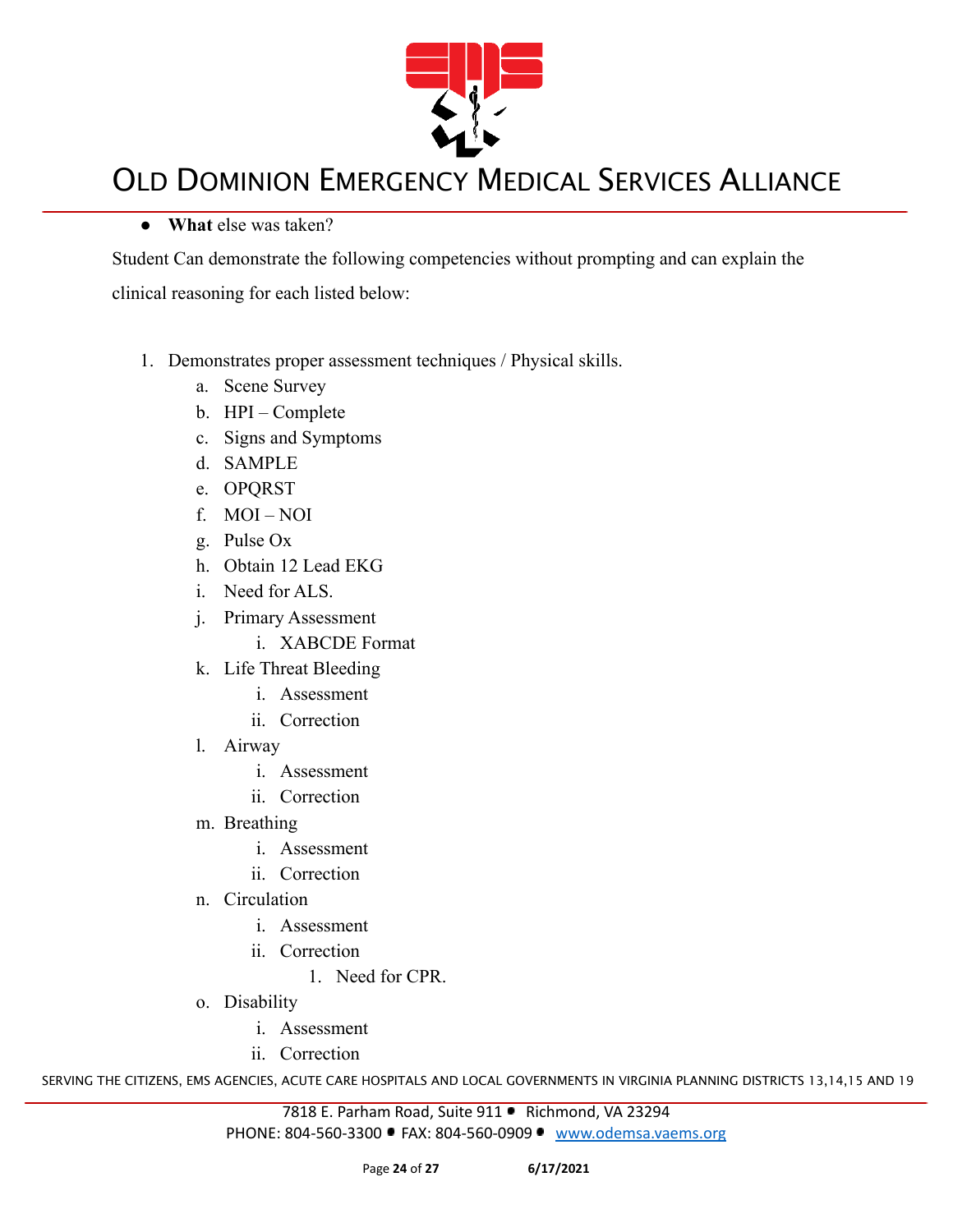- **What** else was taken?

Student Can demonstrate the following competencies without prompting and can explain the clinical reasoning for each listed below:

1. Demonstrates proper assessment techniques / Physical skills.
    a. Scene Survey
    b. HPI – Complete
    c. Signs and Symptoms
    d. SAMPLE
    e. OPQRST
    f. MOI – NOI
    g. Pulse Ox
    h. Obtain 12 Lead EKG
    i. Need for ALS.
    j. Primary Assessment
        i. XABCDE Format
    k. Life Threat Bleeding
        i. Assessment
        ii. Correction
    l. Airway
        i. Assessment
        ii. Correction
    m. Breathing
        i. Assessment
        ii. Correction
    n. Circulation
        i. Assessment
        ii. Correction
            1. Need for CPR.
    o. Disability
        i. Assessment
        ii. Correction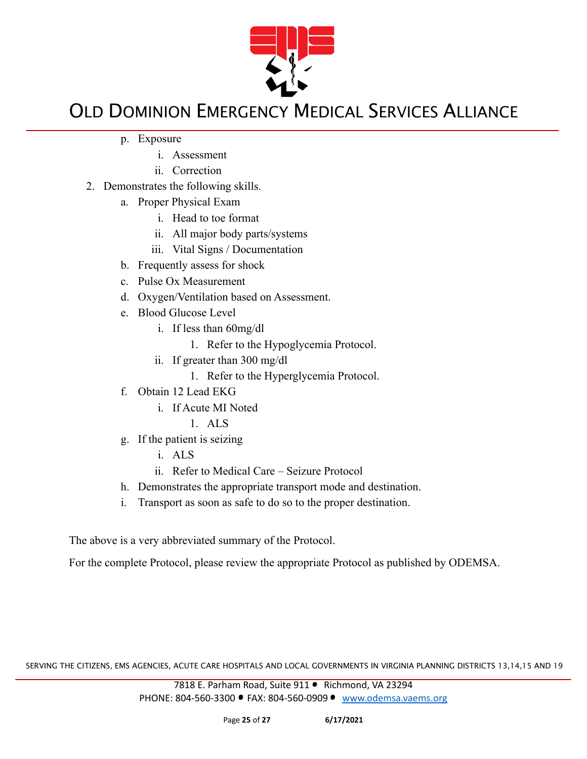p. Exposure
    i. Assessment
    ii. Correction

2. Demonstrates the following skills.
    a. Proper Physical Exam
        i. Head to toe format
        ii. All major body parts/systems
        iii. Vital Signs / Documentation
    b. Frequently assess for shock
    c. Pulse Ox Measurement
    d. Oxygen/Ventilation based on Assessment.
    e. Blood Glucose Level
        i. If less than 60mg/dl
            1. Refer to the Hypoglycemia Protocol.
        ii. If greater than 300 mg/dl
            1. Refer to the Hyperglycemia Protocol.
    f. Obtain 12 Lead EKG
        i. If Acute MI Noted
            1. ALS
    g. If the patient is seizing
        i. ALS
        ii. Refer to Medical Care – Seizure Protocol
    h. Demonstrates the appropriate transport mode and destination.
    i. Transport as soon as safe to do so to the proper destination.

The above is a very abbreviated summary of the Protocol.

For the complete Protocol, please review the appropriate Protocol as published by ODEMSA.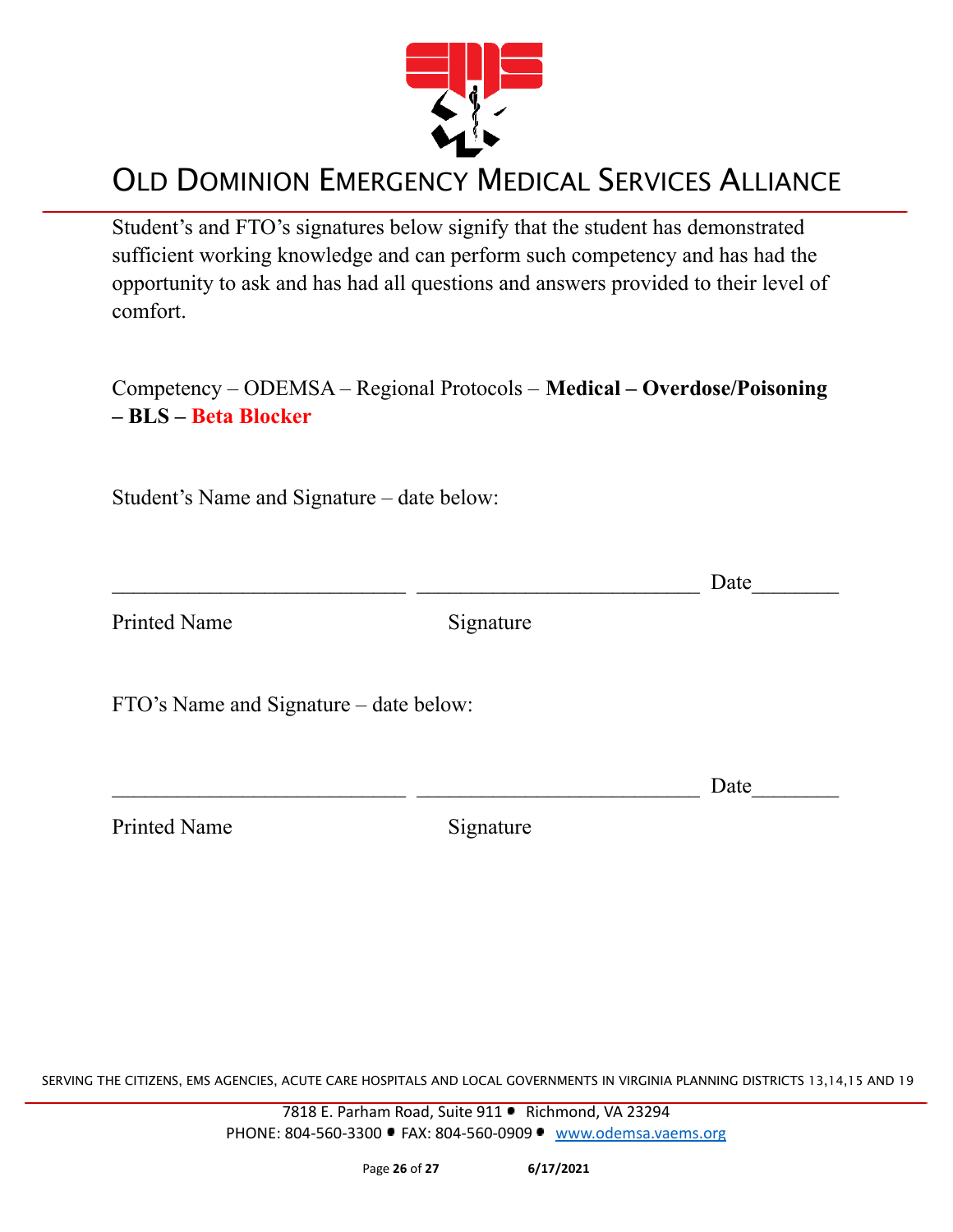Student's and FTO's signatures below signify that the student has demonstrated sufficient working knowledge and can perform such competency and has had the opportunity to ask and has had all questions and answers provided to their level of comfort.

Competency – ODEMSA – Regional Protocols – **Medical – Overdose/Poisoning – BLS – Beta Blocker**

Student's Name and Signature – date below:

\_\_\_\_\_\_\_\_\_\_\_\_\_\_\_\_\_\_\_\_\_\_\_\_\_\_\_\_ \_\_\_\_\_\_\_\_\_\_\_\_\_\_\_\_\_\_\_\_\_\_\_\_\_\_\_ Date\_\_\_\_\_\_\_\_

Printed Name Signature

FTO's Name and Signature – date below:

\_\_\_\_\_\_\_\_\_\_\_\_\_\_\_\_\_\_\_\_\_\_\_\_\_\_\_\_ \_\_\_\_\_\_\_\_\_\_\_\_\_\_\_\_\_\_\_\_\_\_\_\_\_\_\_ Date\_\_\_\_\_\_\_\_

Printed Name Signature